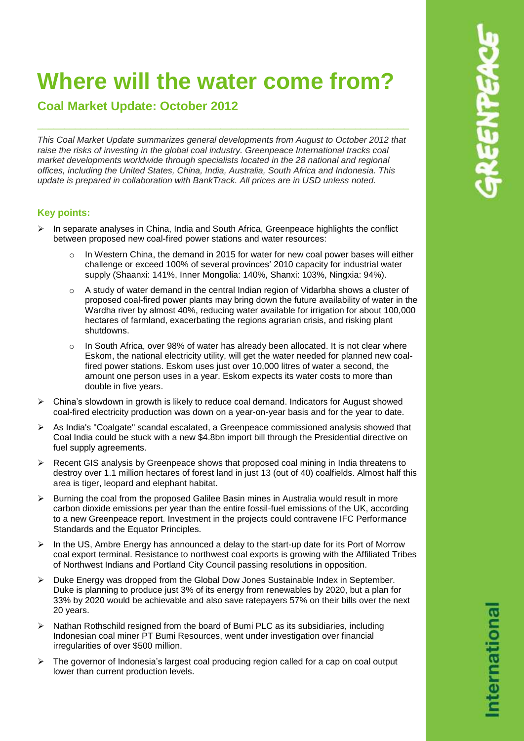# Where will the water come from?

## Coal Market Update: October 2012

*This Coal Market Update summarizes general developments from August to October 2012 that raise the risks of investing in the global coal industry. Greenpeace International tracks coal market developments worldwide through specialists located in the 28 national and regional offices, including the United States, China, India, Australia, South Africa and Indonesia. This update is prepared in collaboration with BankTrack. All prices are in USD unless noted.*

### Key points:

- In separate analyses in China, India and South Africa, Greenpeace highlights the conflict between proposed new coal-fired power stations and water resources:
  - In Western China, the demand in 2015 for water for new coal power bases will either challenge or exceed 100% of several provinces' 2010 capacity for industrial water supply (Shaanxi: 141%, Inner Mongolia: 140%, Shanxi: 103%, Ningxia: 94%).
  - A study of water demand in the central Indian region of Vidarbha shows a cluster of proposed coal-fired power plants may bring down the future availability of water in the Wardha river by almost 40%, reducing water available for irrigation for about 100,000 hectares of farmland, exacerbating the regions agrarian crisis, and risking plant shutdowns.
  - In South Africa, over 98% of water has already been allocated. It is not clear where Eskom, the national electricity utility, will get the water needed for planned new coal-fired power stations. Eskom uses just over 10,000 litres of water a second, the amount one person uses in a year. Eskom expects its water costs to more than double in five years.
- China's slowdown in growth is likely to reduce coal demand. Indicators for August showed coal-fired electricity production was down on a year-on-year basis and for the year to date.
- As India's "Coalgate" scandal escalated, a Greenpeace commissioned analysis showed that Coal India could be stuck with a new $4.8bn import bill through the Presidential directive on fuel supply agreements.
- Recent GIS analysis by Greenpeace shows that proposed coal mining in India threatens to destroy over 1.1 million hectares of forest land in just 13 (out of 40) coalfields. Almost half this area is tiger, leopard and elephant habitat.
- Burning the coal from the proposed Galilee Basin mines in Australia would result in more carbon dioxide emissions per year than the entire fossil-fuel emissions of the UK, according to a new Greenpeace report. Investment in the projects could contravene IFC Performance Standards and the Equator Principles.
- In the US, Ambre Energy has announced a delay to the start-up date for its Port of Morrow coal export terminal. Resistance to northwest coal exports is growing with the Affiliated Tribes of Northwest Indians and Portland City Council passing resolutions in opposition.
- Duke Energy was dropped from the Global Dow Jones Sustainable Index in September. Duke is planning to produce just 3% of its energy from renewables by 2020, but a plan for 33% by 2020 would be achievable and also save ratepayers 57% on their bills over the next 20 years.
- Nathan Rothschild resigned from the board of Bumi PLC as its subsidiaries, including Indonesian coal miner PT Bumi Resources, went under investigation over financial irregularities of over $500 million.
- The governor of Indonesia's largest coal producing region called for a cap on coal output lower than current production levels.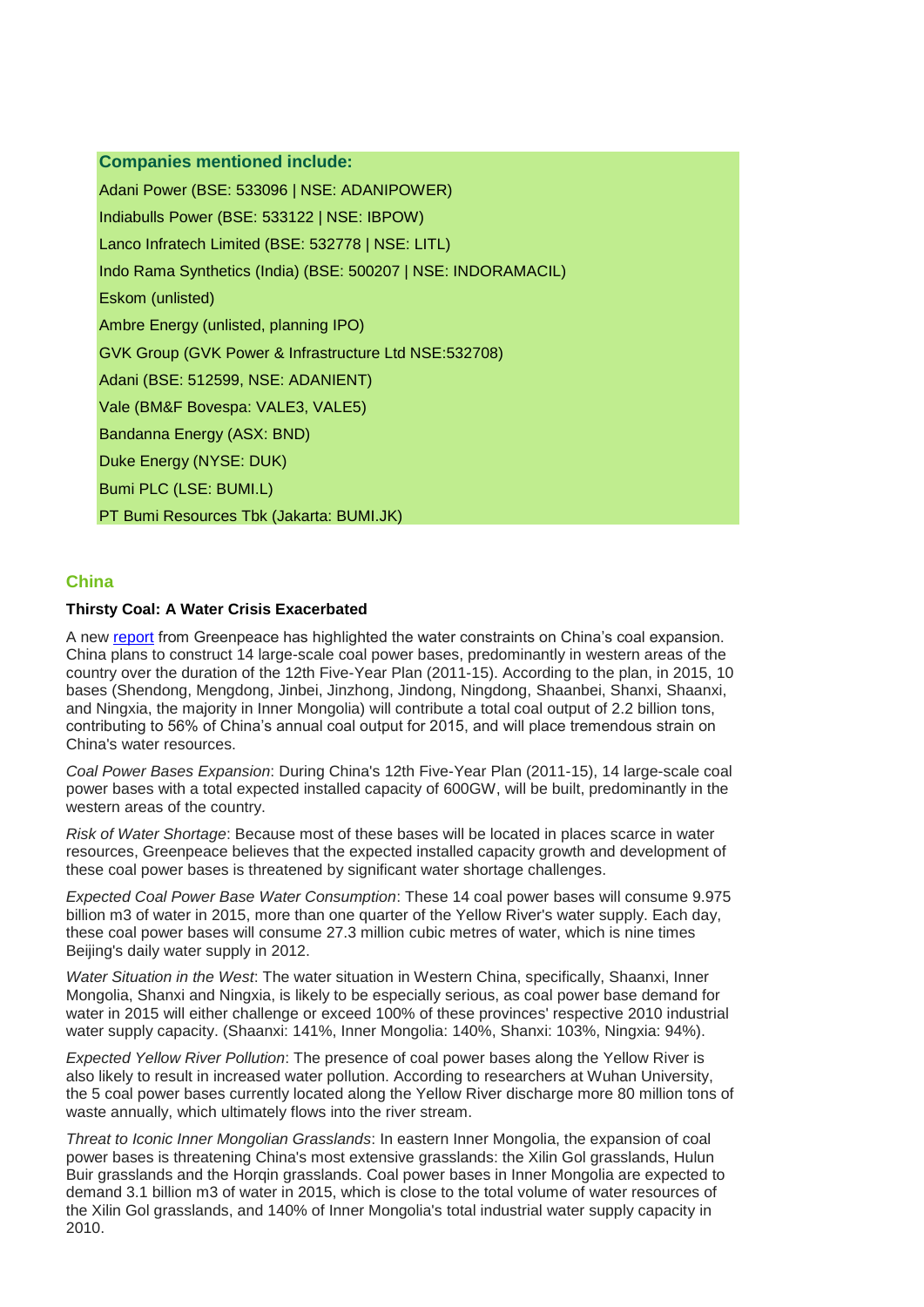**Companies mentioned include:**

Adani Power (BSE: 533096 | NSE: ADANIPOWER)

Indiabulls Power (BSE: 533122 | NSE: IBPOW)

Lanco Infratech Limited (BSE: 532778 | NSE: LITL)

Indo Rama Synthetics (India) (BSE: 500207 | NSE: INDORAMACIL)

Eskom (unlisted)

Ambre Energy (unlisted, planning IPO)

GVK Group (GVK Power & Infrastructure Ltd NSE:532708)

Adani (BSE: 512599, NSE: ADANIENT)

Vale (BM&F Bovespa: VALE3, VALE5)

Bandanna Energy (ASX: BND)

Duke Energy (NYSE: DUK)

Bumi PLC (LSE: BUMI.L)

PT Bumi Resources Tbk (Jakarta: BUMI.JK)

## China

### Thirsty Coal: A Water Crisis Exacerbated

A new report from Greenpeace has highlighted the water constraints on China's coal expansion. China plans to construct 14 large-scale coal power bases, predominantly in western areas of the country over the duration of the 12th Five-Year Plan (2011-15). According to the plan, in 2015, 10 bases (Shendong, Mengdong, Jinbei, Jinzhong, Jindong, Ningdong, Shaanbei, Shanxi, Shaanxi, and Ningxia, the majority in Inner Mongolia) will contribute a total coal output of 2.2 billion tons, contributing to 56% of China's annual coal output for 2015, and will place tremendous strain on China's water resources.

*Coal Power Bases Expansion*: During China's 12th Five-Year Plan (2011-15), 14 large-scale coal power bases with a total expected installed capacity of 600GW, will be built, predominantly in the western areas of the country.

*Risk of Water Shortage*: Because most of these bases will be located in places scarce in water resources, Greenpeace believes that the expected installed capacity growth and development of these coal power bases is threatened by significant water shortage challenges.

*Expected Coal Power Base Water Consumption*: These 14 coal power bases will consume 9.975 billion m3 of water in 2015, more than one quarter of the Yellow River's water supply. Each day, these coal power bases will consume 27.3 million cubic metres of water, which is nine times Beijing's daily water supply in 2012.

*Water Situation in the West*: The water situation in Western China, specifically, Shaanxi, Inner Mongolia, Shanxi and Ningxia, is likely to be especially serious, as coal power base demand for water in 2015 will either challenge or exceed 100% of these provinces' respective 2010 industrial water supply capacity. (Shaanxi: 141%, Inner Mongolia: 140%, Shanxi: 103%, Ningxia: 94%).

*Expected Yellow River Pollution*: The presence of coal power bases along the Yellow River is also likely to result in increased water pollution. According to researchers at Wuhan University, the 5 coal power bases currently located along the Yellow River discharge more 80 million tons of waste annually, which ultimately flows into the river stream.

*Threat to Iconic Inner Mongolian Grasslands*: In eastern Inner Mongolia, the expansion of coal power bases is threatening China's most extensive grasslands: the Xilin Gol grasslands, Hulun Buir grasslands and the Horqin grasslands. Coal power bases in Inner Mongolia are expected to demand 3.1 billion m3 of water in 2015, which is close to the total volume of water resources of the Xilin Gol grasslands, and 140% of Inner Mongolia's total industrial water supply capacity in 2010.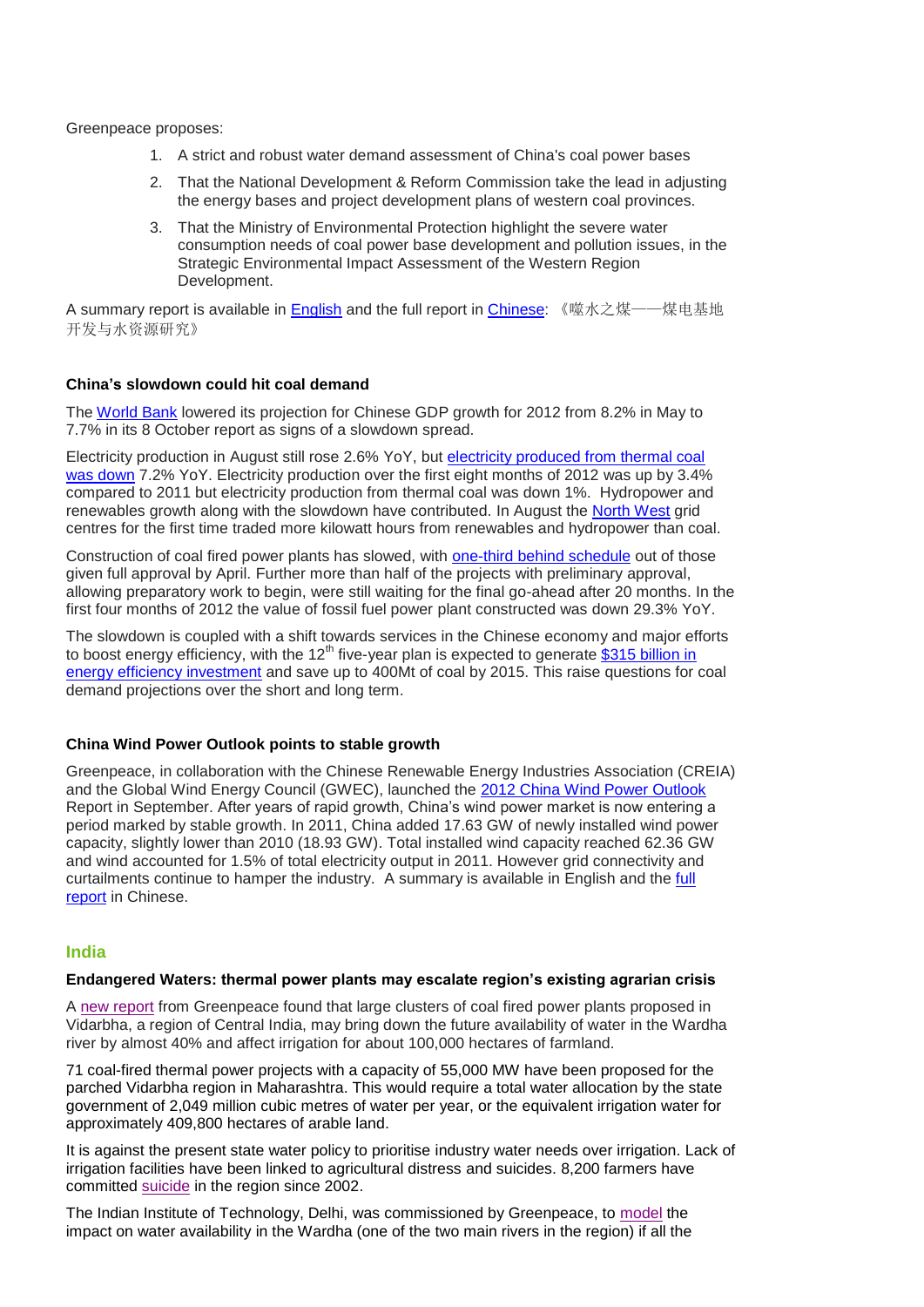Greenpeace proposes:

1. A strict and robust water demand assessment of China's coal power bases
2. That the National Development & Reform Commission take the lead in adjusting the energy bases and project development plans of western coal provinces.
3. That the Ministry of Environmental Protection highlight the severe water consumption needs of coal power base development and pollution issues, in the Strategic Environmental Impact Assessment of the Western Region Development.

A summary report is available in English and the full report in Chinese: 《噬水之煤——煤电基地开发与水资源研究》

### China's slowdown could hit coal demand

The World Bank lowered its projection for Chinese GDP growth for 2012 from 8.2% in May to 7.7% in its 8 October report as signs of a slowdown spread.

Electricity production in August still rose 2.6% YoY, but electricity produced from thermal coal was down 7.2% YoY. Electricity production over the first eight months of 2012 was up by 3.4% compared to 2011 but electricity production from thermal coal was down 1%. Hydropower and renewables growth along with the slowdown have contributed. In August the North West grid centres for the first time traded more kilowatt hours from renewables and hydropower than coal.

Construction of coal fired power plants has slowed, with one-third behind schedule out of those given full approval by April. Further more than half of the projects with preliminary approval, allowing preparatory work to begin, were still waiting for the final go-ahead after 20 months. In the first four months of 2012 the value of fossil fuel power plant constructed was down 29.3% YoY.

The slowdown is coupled with a shift towards services in the Chinese economy and major efforts to boost energy efficiency, with the 12th five-year plan is expected to generate $315 billion in energy efficiency investment and save up to 400Mt of coal by 2015. This raise questions for coal demand projections over the short and long term.

### China Wind Power Outlook points to stable growth

Greenpeace, in collaboration with the Chinese Renewable Energy Industries Association (CREIA) and the Global Wind Energy Council (GWEC), launched the 2012 China Wind Power Outlook Report in September. After years of rapid growth, China's wind power market is now entering a period marked by stable growth. In 2011, China added 17.63 GW of newly installed wind power capacity, slightly lower than 2010 (18.93 GW). Total installed wind capacity reached 62.36 GW and wind accounted for 1.5% of total electricity output in 2011. However grid connectivity and curtailments continue to hamper the industry. A summary is available in English and the full report in Chinese.

## India

### Endangered Waters: thermal power plants may escalate region's existing agrarian crisis

A new report from Greenpeace found that large clusters of coal fired power plants proposed in Vidarbha, a region of Central India, may bring down the future availability of water in the Wardha river by almost 40% and affect irrigation for about 100,000 hectares of farmland.

71 coal-fired thermal power projects with a capacity of 55,000 MW have been proposed for the parched Vidarbha region in Maharashtra. This would require a total water allocation by the state government of 2,049 million cubic metres of water per year, or the equivalent irrigation water for approximately 409,800 hectares of arable land.

It is against the present state water policy to prioritise industry water needs over irrigation. Lack of irrigation facilities have been linked to agricultural distress and suicides. 8,200 farmers have committed suicide in the region since 2002.

The Indian Institute of Technology, Delhi, was commissioned by Greenpeace, to model the impact on water availability in the Wardha (one of the two main rivers in the region) if all the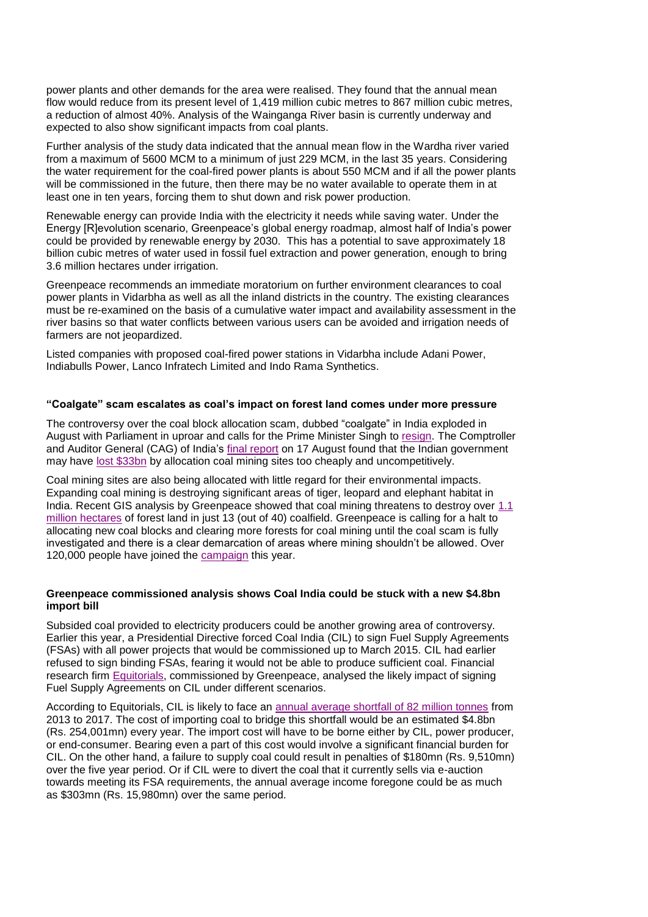power plants and other demands for the area were realised. They found that the annual mean flow would reduce from its present level of 1,419 million cubic metres to 867 million cubic metres, a reduction of almost 40%. Analysis of the Wainganga River basin is currently underway and expected to also show significant impacts from coal plants.

Further analysis of the study data indicated that the annual mean flow in the Wardha river varied from a maximum of 5600 MCM to a minimum of just 229 MCM, in the last 35 years. Considering the water requirement for the coal-fired power plants is about 550 MCM and if all the power plants will be commissioned in the future, then there may be no water available to operate them in at least one in ten years, forcing them to shut down and risk power production.

Renewable energy can provide India with the electricity it needs while saving water. Under the Energy [R]evolution scenario, Greenpeace's global energy roadmap, almost half of India's power could be provided by renewable energy by 2030. This has a potential to save approximately 18 billion cubic metres of water used in fossil fuel extraction and power generation, enough to bring 3.6 million hectares under irrigation.

Greenpeace recommends an immediate moratorium on further environment clearances to coal power plants in Vidarbha as well as all the inland districts in the country. The existing clearances must be re-examined on the basis of a cumulative water impact and availability assessment in the river basins so that water conflicts between various users can be avoided and irrigation needs of farmers are not jeopardized.

Listed companies with proposed coal-fired power stations in Vidarbha include Adani Power, Indiabulls Power, Lanco Infratech Limited and Indo Rama Synthetics.

**"Coalgate" scam escalates as coal's impact on forest land comes under more pressure**

The controversy over the coal block allocation scam, dubbed "coalgate" in India exploded in August with Parliament in uproar and calls for the Prime Minister Singh to resign. The Comptroller and Auditor General (CAG) of India's final report on 17 August found that the Indian government may have lost $33bn by allocation coal mining sites too cheaply and uncompetitively.

Coal mining sites are also being allocated with little regard for their environmental impacts. Expanding coal mining is destroying significant areas of tiger, leopard and elephant habitat in India. Recent GIS analysis by Greenpeace showed that coal mining threatens to destroy over 1.1 million hectares of forest land in just 13 (out of 40) coalfield. Greenpeace is calling for a halt to allocating new coal blocks and clearing more forests for coal mining until the coal scam is fully investigated and there is a clear demarcation of areas where mining shouldn't be allowed. Over 120,000 people have joined the campaign this year.

**Greenpeace commissioned analysis shows Coal India could be stuck with a new $4.8bn import bill**

Subsided coal provided to electricity producers could be another growing area of controversy. Earlier this year, a Presidential Directive forced Coal India (CIL) to sign Fuel Supply Agreements (FSAs) with all power projects that would be commissioned up to March 2015. CIL had earlier refused to sign binding FSAs, fearing it would not be able to produce sufficient coal. Financial research firm Equitorials, commissioned by Greenpeace, analysed the likely impact of signing Fuel Supply Agreements on CIL under different scenarios.

According to Equitorials, CIL is likely to face an annual average shortfall of 82 million tonnes from 2013 to 2017. The cost of importing coal to bridge this shortfall would be an estimated $4.8bn (Rs. 254,001mn) every year. The import cost will have to be borne either by CIL, power producer, or end-consumer. Bearing even a part of this cost would involve a significant financial burden for CIL. On the other hand, a failure to supply coal could result in penalties of $180mn (Rs. 9,510mn) over the five year period. Or if CIL were to divert the coal that it currently sells via e-auction towards meeting its FSA requirements, the annual average income foregone could be as much as $303mn (Rs. 15,980mn) over the same period.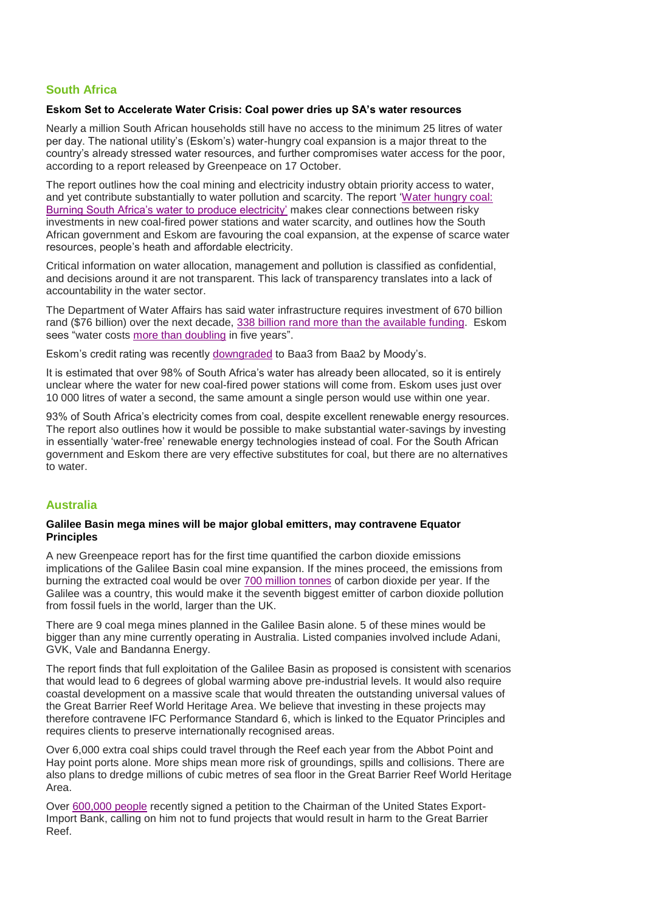## South Africa

**Eskom Set to Accelerate Water Crisis: Coal power dries up SA's water resources**

Nearly a million South African households still have no access to the minimum 25 litres of water per day. The national utility's (Eskom's) water-hungry coal expansion is a major threat to the country's already stressed water resources, and further compromises water access for the poor, according to a report released by Greenpeace on 17 October.

The report outlines how the coal mining and electricity industry obtain priority access to water, and yet contribute substantially to water pollution and scarcity. The report 'Water hungry coal: Burning South Africa's water to produce electricity' makes clear connections between risky investments in new coal-fired power stations and water scarcity, and outlines how the South African government and Eskom are favouring the coal expansion, at the expense of scarce water resources, people's heath and affordable electricity.

Critical information on water allocation, management and pollution is classified as confidential, and decisions around it are not transparent. This lack of transparency translates into a lack of accountability in the water sector.

The Department of Water Affairs has said water infrastructure requires investment of 670 billion rand ($76 billion) over the next decade, 338 billion rand more than the available funding. Eskom sees "water costs more than doubling in five years".

Eskom's credit rating was recently downgraded to Baa3 from Baa2 by Moody's.

It is estimated that over 98% of South Africa's water has already been allocated, so it is entirely unclear where the water for new coal-fired power stations will come from. Eskom uses just over 10 000 litres of water a second, the same amount a single person would use within one year.

93% of South Africa's electricity comes from coal, despite excellent renewable energy resources. The report also outlines how it would be possible to make substantial water-savings by investing in essentially 'water-free' renewable energy technologies instead of coal. For the South African government and Eskom there are very effective substitutes for coal, but there are no alternatives to water.

## Australia

**Galilee Basin mega mines will be major global emitters, may contravene Equator Principles**

A new Greenpeace report has for the first time quantified the carbon dioxide emissions implications of the Galilee Basin coal mine expansion. If the mines proceed, the emissions from burning the extracted coal would be over 700 million tonnes of carbon dioxide per year. If the Galilee was a country, this would make it the seventh biggest emitter of carbon dioxide pollution from fossil fuels in the world, larger than the UK.

There are 9 coal mega mines planned in the Galilee Basin alone. 5 of these mines would be bigger than any mine currently operating in Australia. Listed companies involved include Adani, GVK, Vale and Bandanna Energy.

The report finds that full exploitation of the Galilee Basin as proposed is consistent with scenarios that would lead to 6 degrees of global warming above pre-industrial levels. It would also require coastal development on a massive scale that would threaten the outstanding universal values of the Great Barrier Reef World Heritage Area. We believe that investing in these projects may therefore contravene IFC Performance Standard 6, which is linked to the Equator Principles and requires clients to preserve internationally recognised areas.

Over 6,000 extra coal ships could travel through the Reef each year from the Abbot Point and Hay point ports alone. More ships mean more risk of groundings, spills and collisions. There are also plans to dredge millions of cubic metres of sea floor in the Great Barrier Reef World Heritage Area.

Over 600,000 people recently signed a petition to the Chairman of the United States Export-Import Bank, calling on him not to fund projects that would result in harm to the Great Barrier Reef.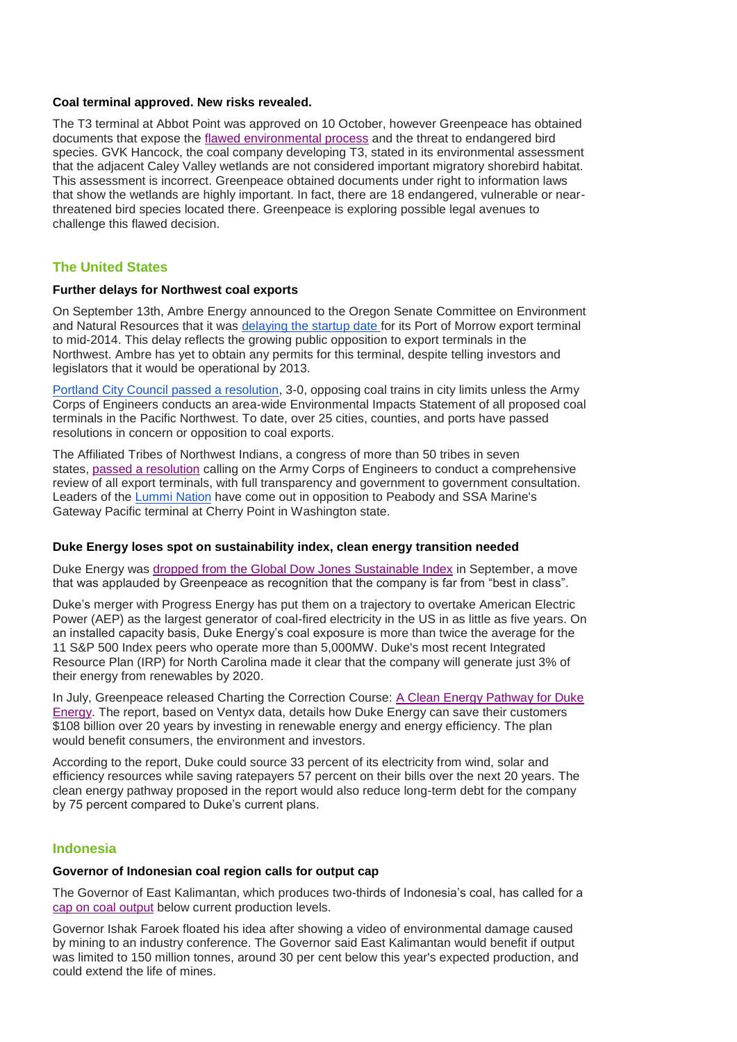**Coal terminal approved. New risks revealed.**

The T3 terminal at Abbot Point was approved on 10 October, however Greenpeace has obtained documents that expose the flawed environmental process and the threat to endangered bird species. GVK Hancock, the coal company developing T3, stated in its environmental assessment that the adjacent Caley Valley wetlands are not considered important migratory shorebird habitat. This assessment is incorrect. Greenpeace obtained documents under right to information laws that show the wetlands are highly important. In fact, there are 18 endangered, vulnerable or near-threatened bird species located there. Greenpeace is exploring possible legal avenues to challenge this flawed decision.

## The United States

**Further delays for Northwest coal exports**

On September 13th, Ambre Energy announced to the Oregon Senate Committee on Environment and Natural Resources that it was delaying the startup date for its Port of Morrow export terminal to mid-2014. This delay reflects the growing public opposition to export terminals in the Northwest. Ambre has yet to obtain any permits for this terminal, despite telling investors and legislators that it would be operational by 2013.

Portland City Council passed a resolution, 3-0, opposing coal trains in city limits unless the Army Corps of Engineers conducts an area-wide Environmental Impacts Statement of all proposed coal terminals in the Pacific Northwest. To date, over 25 cities, counties, and ports have passed resolutions in concern or opposition to coal exports.

The Affiliated Tribes of Northwest Indians, a congress of more than 50 tribes in seven states, passed a resolution calling on the Army Corps of Engineers to conduct a comprehensive review of all export terminals, with full transparency and government to government consultation. Leaders of the Lummi Nation have come out in opposition to Peabody and SSA Marine's Gateway Pacific terminal at Cherry Point in Washington state.

**Duke Energy loses spot on sustainability index, clean energy transition needed**

Duke Energy was dropped from the Global Dow Jones Sustainable Index in September, a move that was applauded by Greenpeace as recognition that the company is far from "best in class".

Duke's merger with Progress Energy has put them on a trajectory to overtake American Electric Power (AEP) as the largest generator of coal-fired electricity in the US in as little as five years. On an installed capacity basis, Duke Energy's coal exposure is more than twice the average for the 11 S&P 500 Index peers who operate more than 5,000MW. Duke's most recent Integrated Resource Plan (IRP) for North Carolina made it clear that the company will generate just 3% of their energy from renewables by 2020.

In July, Greenpeace released Charting the Correction Course: A Clean Energy Pathway for Duke Energy. The report, based on Ventyx data, details how Duke Energy can save their customers $108 billion over 20 years by investing in renewable energy and energy efficiency. The plan would benefit consumers, the environment and investors.

According to the report, Duke could source 33 percent of its electricity from wind, solar and efficiency resources while saving ratepayers 57 percent on their bills over the next 20 years. The clean energy pathway proposed in the report would also reduce long-term debt for the company by 75 percent compared to Duke's current plans.

## Indonesia

**Governor of Indonesian coal region calls for output cap**

The Governor of East Kalimantan, which produces two-thirds of Indonesia's coal, has called for a cap on coal output below current production levels.

Governor Ishak Faroek floated his idea after showing a video of environmental damage caused by mining to an industry conference. The Governor said East Kalimantan would benefit if output was limited to 150 million tonnes, around 30 per cent below this year's expected production, and could extend the life of mines.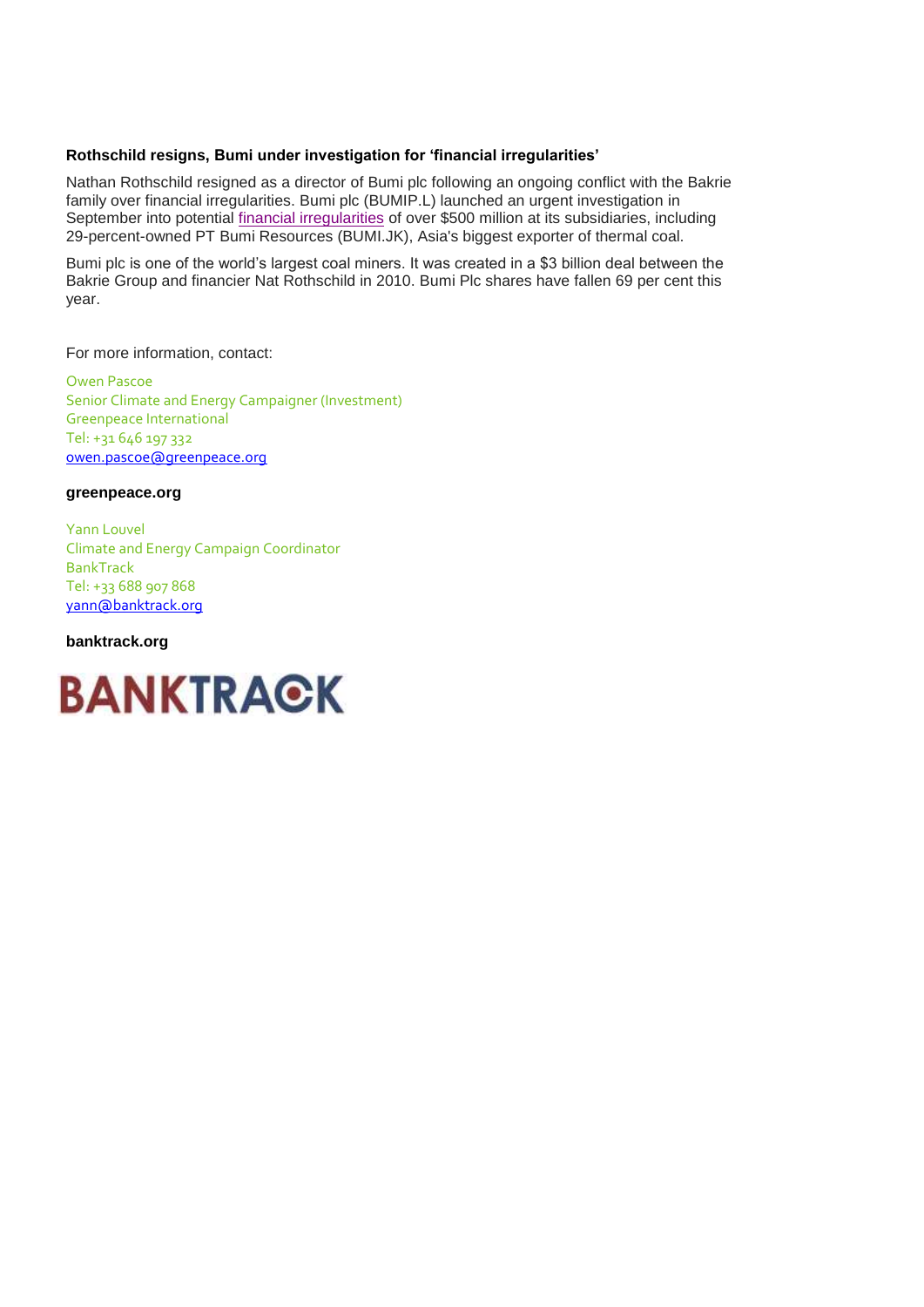**Rothschild resigns, Bumi under investigation for 'financial irregularities'**

Nathan Rothschild resigned as a director of Bumi plc following an ongoing conflict with the Bakrie family over financial irregularities. Bumi plc (BUMIP.L) launched an urgent investigation in September into potential financial irregularities of over $500 million at its subsidiaries, including 29-percent-owned PT Bumi Resources (BUMI.JK), Asia's biggest exporter of thermal coal.

Bumi plc is one of the world's largest coal miners. It was created in a $3 billion deal between the Bakrie Group and financier Nat Rothschild in 2010. Bumi Plc shares have fallen 69 per cent this year.

For more information, contact:

Owen Pascoe
Senior Climate and Energy Campaigner (Investment)
Greenpeace International
Tel: +31 646 197 332
owen.pascoe@greenpeace.org

**greenpeace.org**

Yann Louvel
Climate and Energy Campaign Coordinator
BankTrack
Tel: +33 688 907 868
yann@banktrack.org

**banktrack.org**

BANKTRACK